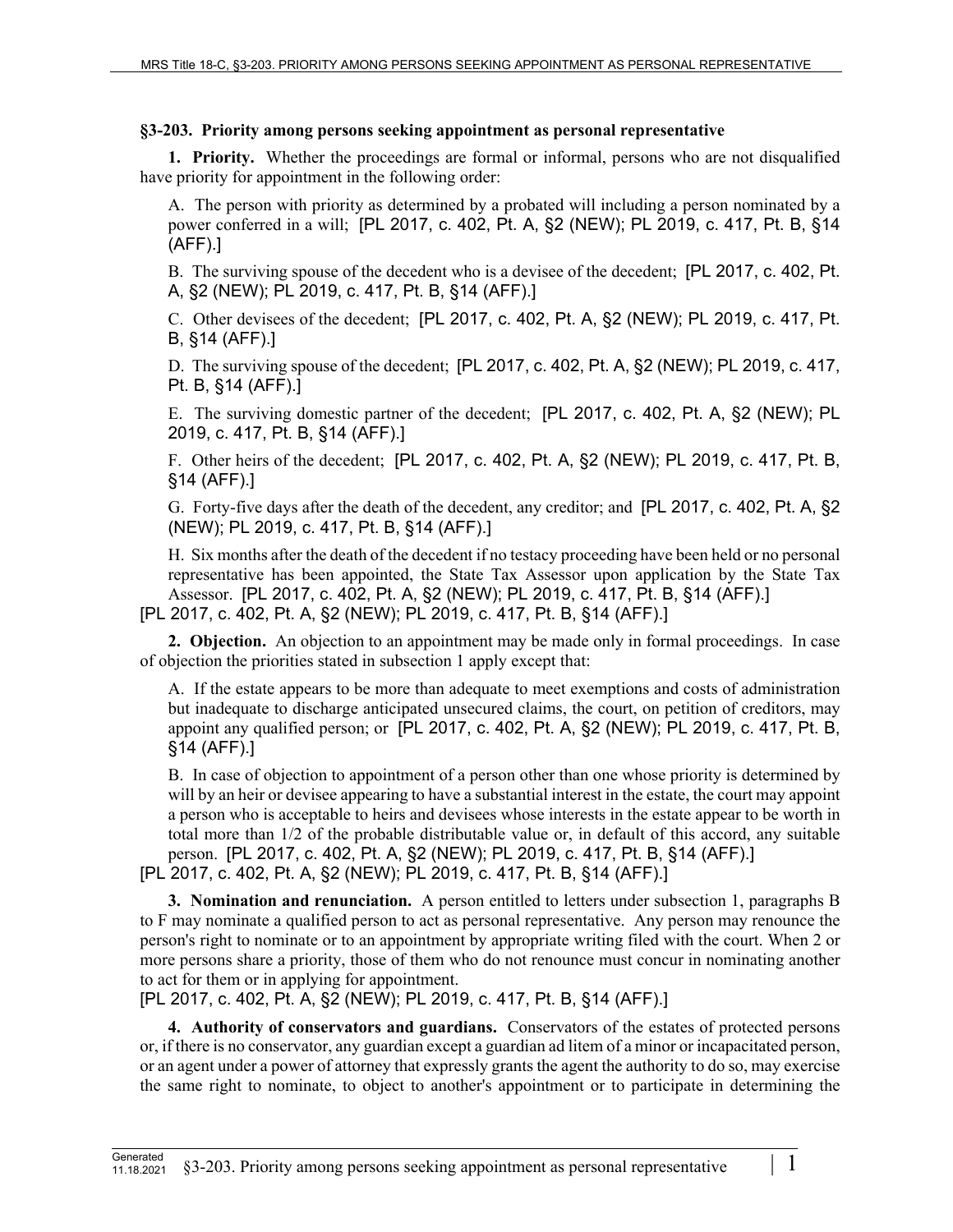### §3-203. Priority among persons seeking appointment as personal representative

**1. Priority.** Whether the proceedings are formal or informal, persons who are not disqualified have priority for appointment in the following order:

A. The person with priority as determined by a probated will including a person nominated by a power conferred in a will; [PL 2017, c. 402, Pt. A, §2 (NEW); PL 2019, c. 417, Pt. B, §14 (AFF).]

B. The surviving spouse of the decedent who is a devisee of the decedent; [PL 2017, c. 402, Pt. A, §2 (NEW); PL 2019, c. 417, Pt. B, §14 (AFF).]

C. Other devisees of the decedent; [PL 2017, c. 402, Pt. A, §2 (NEW); PL 2019, c. 417, Pt. B, §14 (AFF).]

D. The surviving spouse of the decedent; [PL 2017, c. 402, Pt. A, §2 (NEW); PL 2019, c. 417, Pt. B, §14 (AFF).]

E. The surviving domestic partner of the decedent; [PL 2017, c. 402, Pt. A, §2 (NEW); PL 2019, c. 417, Pt. B, §14 (AFF).]

F. Other heirs of the decedent; [PL 2017, c. 402, Pt. A, §2 (NEW); PL 2019, c. 417, Pt. B, §14 (AFF).]

G. Forty-five days after the death of the decedent, any creditor; and [PL 2017, c. 402, Pt. A, §2 (NEW); PL 2019, c. 417, Pt. B, §14 (AFF).]

H. Six months after the death of the decedent if no testacy proceeding have been held or no personal representative has been appointed, the State Tax Assessor upon application by the State Tax Assessor. [PL 2017, c. 402, Pt. A, §2 (NEW); PL 2019, c. 417, Pt. B, §14 (AFF).]

[PL 2017, c. 402, Pt. A, §2 (NEW); PL 2019, c. 417, Pt. B, §14 (AFF).]

**2. Objection.** An objection to an appointment may be made only in formal proceedings. In case of objection the priorities stated in subsection 1 apply except that:

A. If the estate appears to be more than adequate to meet exemptions and costs of administration but inadequate to discharge anticipated unsecured claims, the court, on petition of creditors, may appoint any qualified person; or [PL 2017, c. 402, Pt. A, §2 (NEW); PL 2019, c. 417, Pt. B, §14 (AFF).]

B. In case of objection to appointment of a person other than one whose priority is determined by will by an heir or devisee appearing to have a substantial interest in the estate, the court may appoint a person who is acceptable to heirs and devisees whose interests in the estate appear to be worth in total more than 1/2 of the probable distributable value or, in default of this accord, any suitable person. [PL 2017, c. 402, Pt. A, §2 (NEW); PL 2019, c. 417, Pt. B, §14 (AFF).]

[PL 2017, c. 402, Pt. A, §2 (NEW); PL 2019, c. 417, Pt. B, §14 (AFF).]

**3. Nomination and renunciation.** A person entitled to letters under subsection 1, paragraphs B to F may nominate a qualified person to act as personal representative. Any person may renounce the person's right to nominate or to an appointment by appropriate writing filed with the court. When 2 or more persons share a priority, those of them who do not renounce must concur in nominating another to act for them or in applying for appointment.

[PL 2017, c. 402, Pt. A, §2 (NEW); PL 2019, c. 417, Pt. B, §14 (AFF).]

**4. Authority of conservators and guardians.** Conservators of the estates of protected persons or, if there is no conservator, any guardian except a guardian ad litem of a minor or incapacitated person, or an agent under a power of attorney that expressly grants the agent the authority to do so, may exercise the same right to nominate, to object to another's appointment or to participate in determining the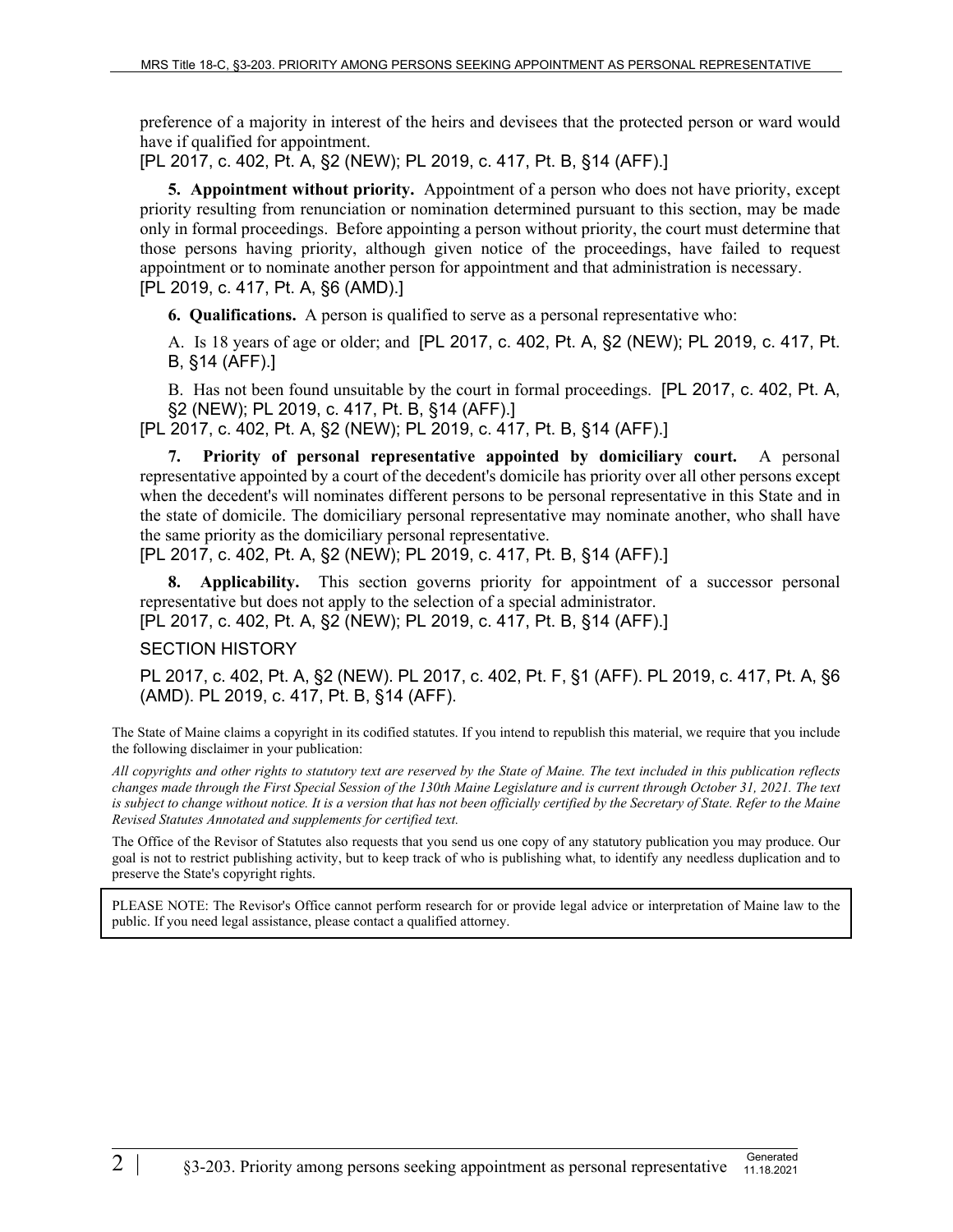preference of a majority in interest of the heirs and devisees that the protected person or ward would have if qualified for appointment.

[PL 2017, c. 402, Pt. A, §2 (NEW); PL 2019, c. 417, Pt. B, §14 (AFF).]

**5. Appointment without priority.** Appointment of a person who does not have priority, except priority resulting from renunciation or nomination determined pursuant to this section, may be made only in formal proceedings. Before appointing a person without priority, the court must determine that those persons having priority, although given notice of the proceedings, have failed to request appointment or to nominate another person for appointment and that administration is necessary.

[PL 2019, c. 417, Pt. A, §6 (AMD).]

**6. Qualifications.** A person is qualified to serve as a personal representative who:

A. Is 18 years of age or older; and [PL 2017, c. 402, Pt. A, §2 (NEW); PL 2019, c. 417, Pt. B, §14 (AFF).]

B. Has not been found unsuitable by the court in formal proceedings. [PL 2017, c. 402, Pt. A, §2 (NEW); PL 2019, c. 417, Pt. B, §14 (AFF).]

[PL 2017, c. 402, Pt. A, §2 (NEW); PL 2019, c. 417, Pt. B, §14 (AFF).]

**7. Priority of personal representative appointed by domiciliary court.** A personal representative appointed by a court of the decedent's domicile has priority over all other persons except when the decedent's will nominates different persons to be personal representative in this State and in the state of domicile. The domiciliary personal representative may nominate another, who shall have the same priority as the domiciliary personal representative.

[PL 2017, c. 402, Pt. A, §2 (NEW); PL 2019, c. 417, Pt. B, §14 (AFF).]

**8. Applicability.** This section governs priority for appointment of a successor personal representative but does not apply to the selection of a special administrator.

[PL 2017, c. 402, Pt. A, §2 (NEW); PL 2019, c. 417, Pt. B, §14 (AFF).]

SECTION HISTORY

PL 2017, c. 402, Pt. A, §2 (NEW). PL 2017, c. 402, Pt. F, §1 (AFF). PL 2019, c. 417, Pt. A, §6 (AMD). PL 2019, c. 417, Pt. B, §14 (AFF).

The State of Maine claims a copyright in its codified statutes. If you intend to republish this material, we require that you include the following disclaimer in your publication:

*All copyrights and other rights to statutory text are reserved by the State of Maine. The text included in this publication reflects changes made through the First Special Session of the 130th Maine Legislature and is current through October 31, 2021. The text is subject to change without notice. It is a version that has not been officially certified by the Secretary of State. Refer to the Maine Revised Statutes Annotated and supplements for certified text.*

The Office of the Revisor of Statutes also requests that you send us one copy of any statutory publication you may produce. Our goal is not to restrict publishing activity, but to keep track of who is publishing what, to identify any needless duplication and to preserve the State's copyright rights.

PLEASE NOTE: The Revisor's Office cannot perform research for or provide legal advice or interpretation of Maine law to the public. If you need legal assistance, please contact a qualified attorney.